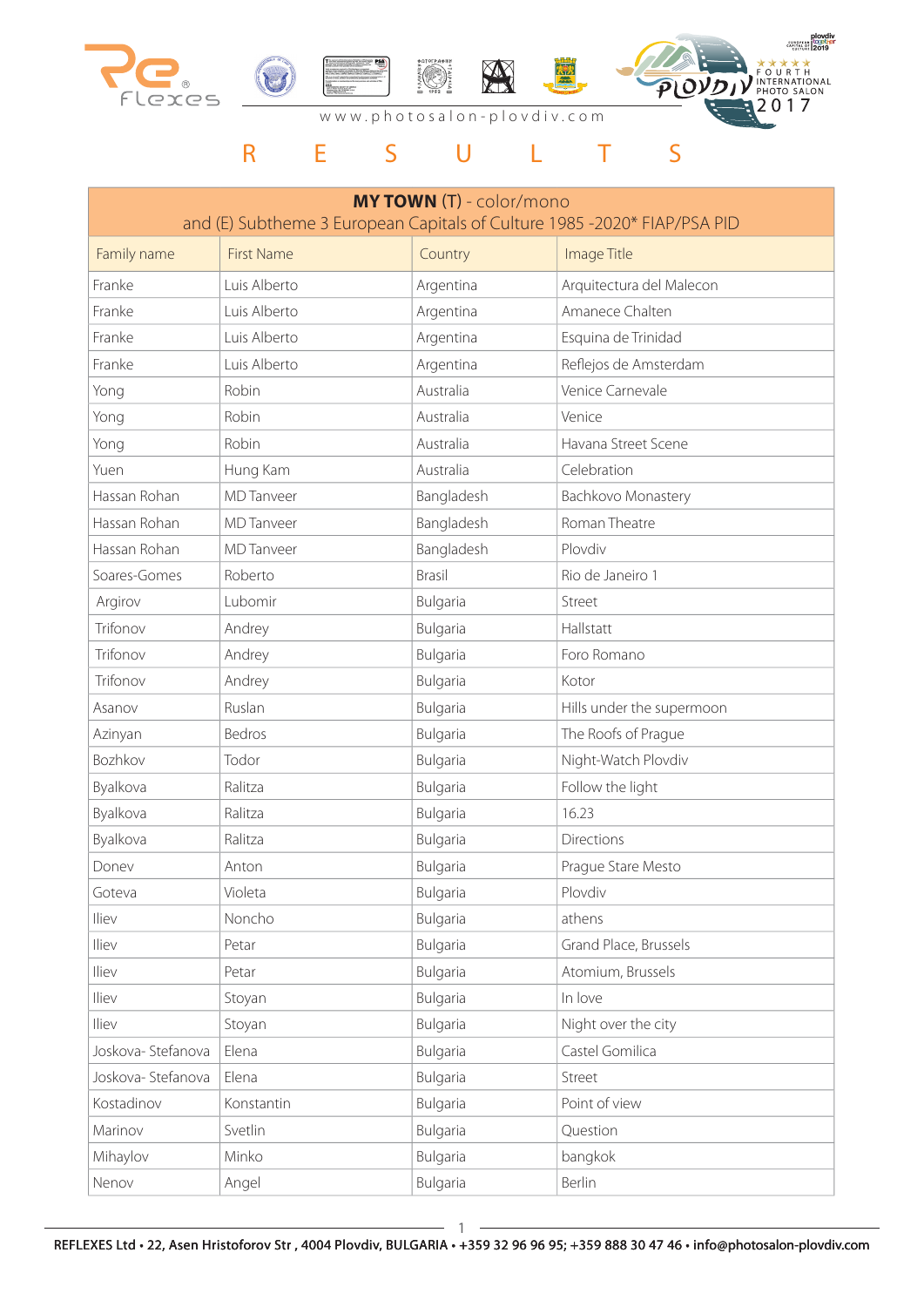www.photosalon-plovdiv.com

# R E S U L T S

| **MY TOWN** (T) - color/mono<br>and (E) Subtheme 3 European Capitals of Culture 1985 -2020* FIAP/PSA PID | | | |
|---|---|---|---|
| Family name | First Name | Country | Image Title |
| Franke | Luis Alberto | Argentina | Arquitectura del Malecon |
| Franke | Luis Alberto | Argentina | Amanece Chalten |
| Franke | Luis Alberto | Argentina | Esquina de Trinidad |
| Franke | Luis Alberto | Argentina | Reflejos de Amsterdam |
| Yong | Robin | Australia | Venice Carnevale |
| Yong | Robin | Australia | Venice |
| Yong | Robin | Australia | Havana Street Scene |
| Yuen | Hung Kam | Australia | Celebration |
| Hassan Rohan | MD Tanveer | Bangladesh | Bachkovo Monastery |
| Hassan Rohan | MD Tanveer | Bangladesh | Roman Theatre |
| Hassan Rohan | MD Tanveer | Bangladesh | Plovdiv |
| Soares-Gomes | Roberto | Brasil | Rio de Janeiro 1 |
| Argirov | Lubomir | Bulgaria | Street |
| Trifonov | Andrey | Bulgaria | Hallstatt |
| Trifonov | Andrey | Bulgaria | Foro Romano |
| Trifonov | Andrey | Bulgaria | Kotor |
| Asanov | Ruslan | Bulgaria | Hills under the supermoon |
| Azinyan | Bedros | Bulgaria | The Roofs of Prague |
| Bozhkov | Todor | Bulgaria | Night-Watch Plovdiv |
| Byalkova | Ralitza | Bulgaria | Follow the light |
| Byalkova | Ralitza | Bulgaria | 16.23 |
| Byalkova | Ralitza | Bulgaria | Directions |
| Donev | Anton | Bulgaria | Prague Stare Mesto |
| Goteva | Violeta | Bulgaria | Plovdiv |
| Iliev | Noncho | Bulgaria | athens |
| Iliev | Petar | Bulgaria | Grand Place, Brussels |
| Iliev | Petar | Bulgaria | Atomium, Brussels |
| Iliev | Stoyan | Bulgaria | In love |
| Iliev | Stoyan | Bulgaria | Night over the city |
| Joskova- Stefanova | Elena | Bulgaria | Castel Gomilica |
| Joskova- Stefanova | Elena | Bulgaria | Street |
| Kostadinov | Konstantin | Bulgaria | Point of view |
| Marinov | Svetlin | Bulgaria | Question |
| Mihaylov | Minko | Bulgaria | bangkok |
| Nenov | Angel | Bulgaria | Berlin |

REFLEXES Ltd • 22, Asen Hristoforov Str , 4004 Plovdiv, BULGARIA • +359 32 96 96 95; +359 888 30 47 46 • info@photosalon-plovdiv.com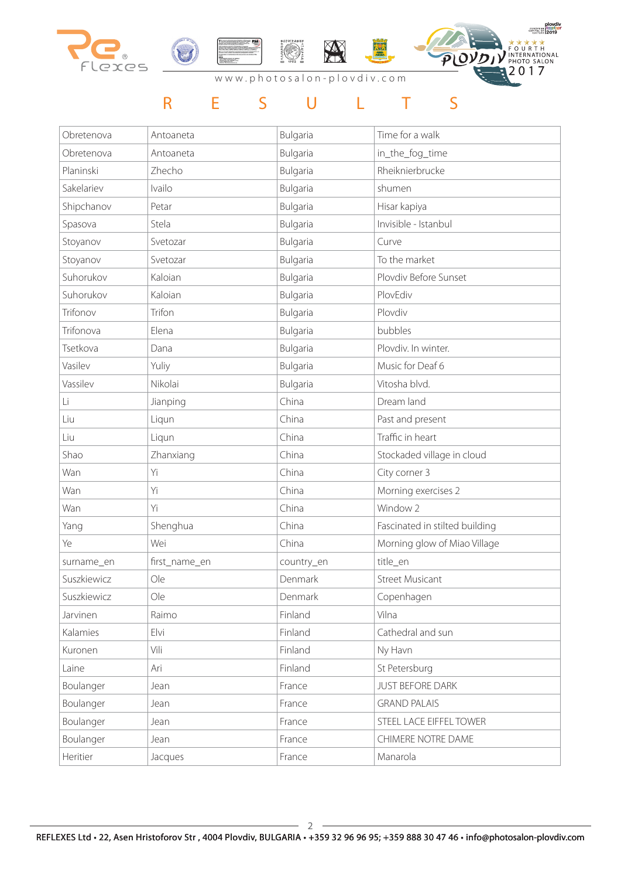# R E S U L T S

| Obretenova | Antoaneta | Bulgaria | Time for a walk |
|---|---|---|---|
| Obretenova | Antoaneta | Bulgaria | in_the_fog_time |
| Planinski | Zhecho | Bulgaria | Rheiknierbrucke |
| Sakelariev | Ivailo | Bulgaria | shumen |
| Shipchanov | Petar | Bulgaria | Hisar kapiya |
| Spasova | Stela | Bulgaria | Invisible - Istanbul |
| Stoyanov | Svetozar | Bulgaria | Curve |
| Stoyanov | Svetozar | Bulgaria | To the market |
| Suhorukov | Kaloian | Bulgaria | Plovdiv Before Sunset |
| Suhorukov | Kaloian | Bulgaria | PlovEdiv |
| Trifonov | Trifon | Bulgaria | Plovdiv |
| Trifonova | Elena | Bulgaria | bubbles |
| Tsetkova | Dana | Bulgaria | Plovdiv. In winter. |
| Vasilev | Yuliy | Bulgaria | Music for Deaf 6 |
| Vassilev | Nikolai | Bulgaria | Vitosha blvd. |
| Li | Jianping | China | Dream land |
| Liu | Liqun | China | Past and present |
| Liu | Liqun | China | Traffic in heart |
| Shao | Zhanxiang | China | Stockaded village in cloud |
| Wan | Yi | China | City corner 3 |
| Wan | Yi | China | Morning exercises 2 |
| Wan | Yi | China | Window 2 |
| Yang | Shenghua | China | Fascinated in stilted building |
| Ye | Wei | China | Morning glow of Miao Village |
| surname_en | first_name_en | country_en | title_en |
| Suszkiewicz | Ole | Denmark | Street Musicant |
| Suszkiewicz | Ole | Denmark | Copenhagen |
| Jarvinen | Raimo | Finland | Vilna |
| Kalamies | Elvi | Finland | Cathedral and sun |
| Kuronen | Vili | Finland | Ny Havn |
| Laine | Ari | Finland | St Petersburg |
| Boulanger | Jean | France | JUST BEFORE DARK |
| Boulanger | Jean | France | GRAND PALAIS |
| Boulanger | Jean | France | STEEL LACE EIFFEL TOWER |
| Boulanger | Jean | France | CHIMERE NOTRE DAME |
| Heritier | Jacques | France | Manarola |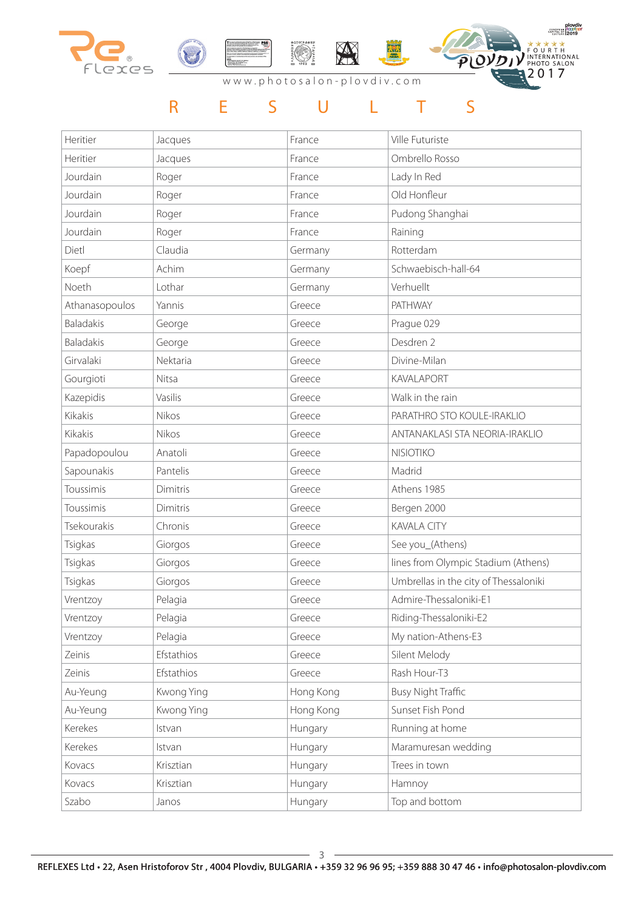# RESULTS

| | | | |
|---|---|---|---|
| Heritier | Jacques | France | Ville Futuriste |
| Heritier | Jacques | France | Ombrello Rosso |
| Jourdain | Roger | France | Lady In Red |
| Jourdain | Roger | France | Old Honfleur |
| Jourdain | Roger | France | Pudong Shanghai |
| Jourdain | Roger | France | Raining |
| Dietl | Claudia | Germany | Rotterdam |
| Koepf | Achim | Germany | Schwaebisch-hall-64 |
| Noeth | Lothar | Germany | Verhuellt |
| Athanasopoulos | Yannis | Greece | PATHWAY |
| Baladakis | George | Greece | Prague 029 |
| Baladakis | George | Greece | Desdren 2 |
| Girvalaki | Nektaria | Greece | Divine-Milan |
| Gourgioti | Nitsa | Greece | KAVALAPORT |
| Kazepidis | Vasilis | Greece | Walk in the rain |
| Kikakis | Nikos | Greece | PARATHRO STO KOULE-IRAKLIO |
| Kikakis | Nikos | Greece | ANTANAKLASI STA NEORIA-IRAKLIO |
| Papadopoulou | Anatoli | Greece | NISIOTIKO |
| Sapounakis | Pantelis | Greece | Madrid |
| Toussimis | Dimitris | Greece | Athens 1985 |
| Toussimis | Dimitris | Greece | Bergen 2000 |
| Tsekourakis | Chronis | Greece | KAVALA CITY |
| Tsigkas | Giorgos | Greece | See you_(Athens) |
| Tsigkas | Giorgos | Greece | lines from Olympic Stadium (Athens) |
| Tsigkas | Giorgos | Greece | Umbrellas in the city of Thessaloniki |
| Vrentzoy | Pelagia | Greece | Admire-Thessaloniki-E1 |
| Vrentzoy | Pelagia | Greece | Riding-Thessaloniki-E2 |
| Vrentzoy | Pelagia | Greece | My nation-Athens-E3 |
| Zeinis | Efstathios | Greece | Silent Melody |
| Zeinis | Efstathios | Greece | Rash Hour-T3 |
| Au-Yeung | Kwong Ying | Hong Kong | Busy Night Traffic |
| Au-Yeung | Kwong Ying | Hong Kong | Sunset Fish Pond |
| Kerekes | Istvan | Hungary | Running at home |
| Kerekes | Istvan | Hungary | Maramuresan wedding |
| Kovacs | Krisztian | Hungary | Trees in town |
| Kovacs | Krisztian | Hungary | Hamnoy |
| Szabo | Janos | Hungary | Top and bottom |

REFLEXES Ltd • 22, Asen Hristoforov Str , 4004 Plovdiv, BULGARIA • +359 32 96 96 95; +359 888 30 47 46 • info@photosalon-plovdiv.com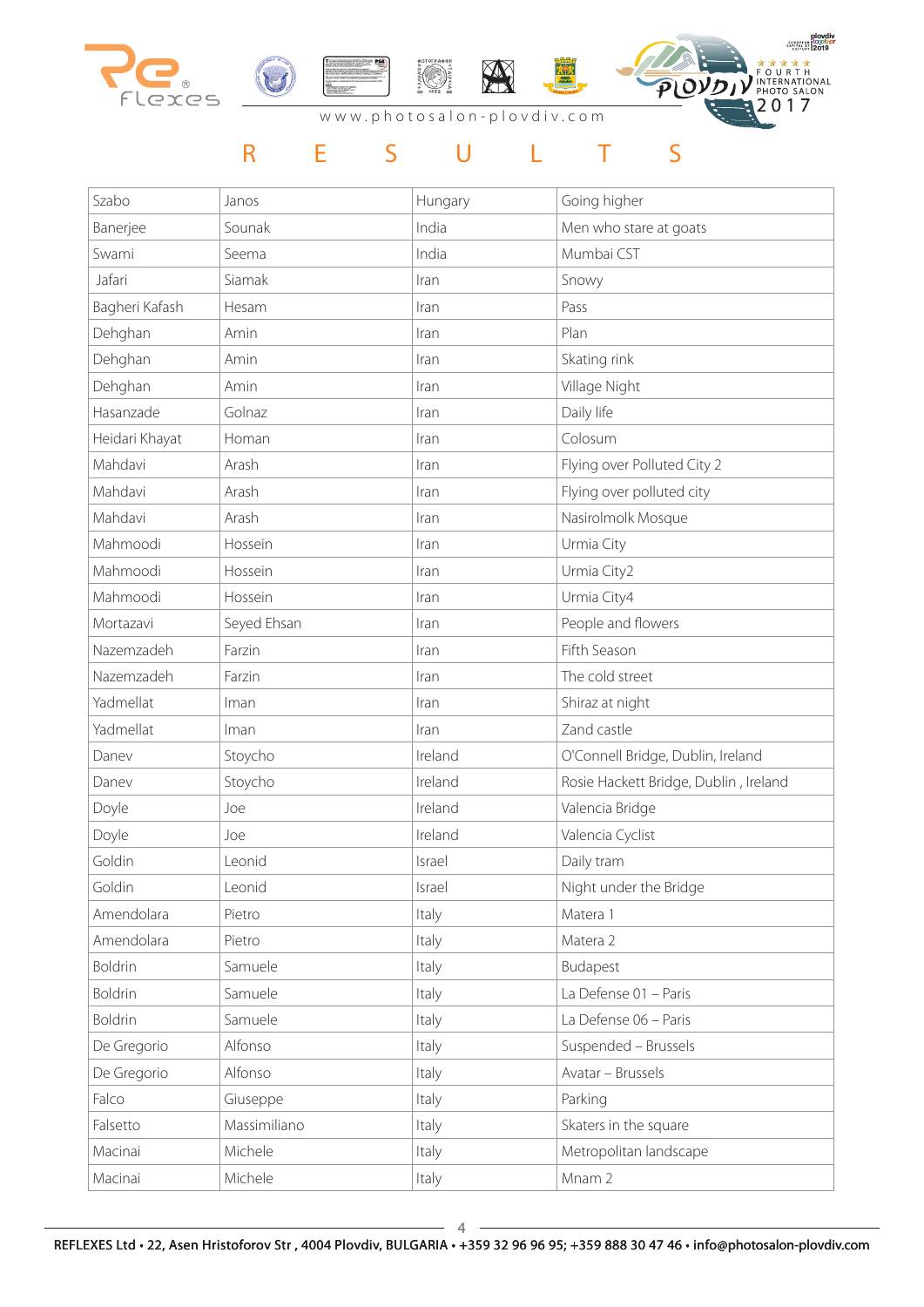# R E S U L T S

| Szabo | Janos | Hungary | Going higher |
|---|---|---|---|
| Banerjee | Sounak | India | Men who stare at goats |
| Swami | Seema | India | Mumbai CST |
| Jafari | Siamak | Iran | Snowy |
| Bagheri Kafash | Hesam | Iran | Pass |
| Dehghan | Amin | Iran | Plan |
| Dehghan | Amin | Iran | Skating rink |
| Dehghan | Amin | Iran | Village Night |
| Hasanzade | Golnaz | Iran | Daily life |
| Heidari Khayat | Homan | Iran | Colosum |
| Mahdavi | Arash | Iran | Flying over Polluted City 2 |
| Mahdavi | Arash | Iran | Flying over polluted city |
| Mahdavi | Arash | Iran | Nasirolmolk Mosque |
| Mahmoodi | Hossein | Iran | Urmia City |
| Mahmoodi | Hossein | Iran | Urmia City2 |
| Mahmoodi | Hossein | Iran | Urmia City4 |
| Mortazavi | Seyed Ehsan | Iran | People and flowers |
| Nazemzadeh | Farzin | Iran | Fifth Season |
| Nazemzadeh | Farzin | Iran | The cold street |
| Yadmellat | Iman | Iran | Shiraz at night |
| Yadmellat | Iman | Iran | Zand castle |
| Danev | Stoycho | Ireland | O'Connell Bridge, Dublin, Ireland |
| Danev | Stoycho | Ireland | Rosie Hackett Bridge, Dublin , Ireland |
| Doyle | Joe | Ireland | Valencia Bridge |
| Doyle | Joe | Ireland | Valencia Cyclist |
| Goldin | Leonid | Israel | Daily tram |
| Goldin | Leonid | Israel | Night under the Bridge |
| Amendolara | Pietro | Italy | Matera 1 |
| Amendolara | Pietro | Italy | Matera 2 |
| Boldrin | Samuele | Italy | Budapest |
| Boldrin | Samuele | Italy | La Defense 01 – Paris |
| Boldrin | Samuele | Italy | La Defense 06 – Paris |
| De Gregorio | Alfonso | Italy | Suspended – Brussels |
| De Gregorio | Alfonso | Italy | Avatar – Brussels |
| Falco | Giuseppe | Italy | Parking |
| Falsetto | Massimiliano | Italy | Skaters in the square |
| Macinai | Michele | Italy | Metropolitan landscape |
| Macinai | Michele | Italy | Mnam 2 |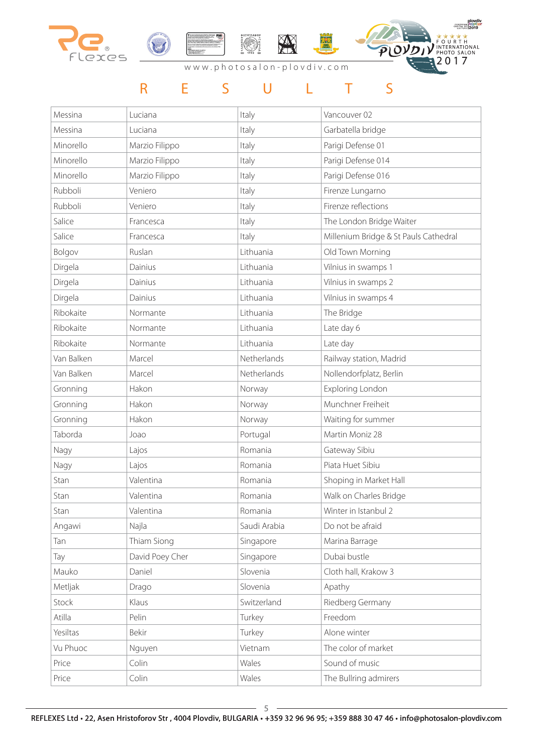www.photosalon-plovdiv.com

# R E S U L T S

| | | | |
|---|---|---|---|
| Messina | Luciana | Italy | Vancouver 02 |
| Messina | Luciana | Italy | Garbatella bridge |
| Minorello | Marzio Filippo | Italy | Parigi Defense 01 |
| Minorello | Marzio Filippo | Italy | Parigi Defense 014 |
| Minorello | Marzio Filippo | Italy | Parigi Defense 016 |
| Rubboli | Veniero | Italy | Firenze Lungarno |
| Rubboli | Veniero | Italy | Firenze reflections |
| Salice | Francesca | Italy | The London Bridge Waiter |
| Salice | Francesca | Italy | Millenium Bridge & St Pauls Cathedral |
| Bolgov | Ruslan | Lithuania | Old Town Morning |
| Dirgela | Dainius | Lithuania | Vilnius in swamps 1 |
| Dirgela | Dainius | Lithuania | Vilnius in swamps 2 |
| Dirgela | Dainius | Lithuania | Vilnius in swamps 4 |
| Ribokaite | Normante | Lithuania | The Bridge |
| Ribokaite | Normante | Lithuania | Late day 6 |
| Ribokaite | Normante | Lithuania | Late day |
| Van Balken | Marcel | Netherlands | Railway station, Madrid |
| Van Balken | Marcel | Netherlands | Nollendorfplatz, Berlin |
| Gronning | Hakon | Norway | Exploring London |
| Gronning | Hakon | Norway | Munchner Freiheit |
| Gronning | Hakon | Norway | Waiting for summer |
| Taborda | Joao | Portugal | Martin Moniz 28 |
| Nagy | Lajos | Romania | Gateway Sibiu |
| Nagy | Lajos | Romania | Piata Huet Sibiu |
| Stan | Valentina | Romania | Shoping in Market Hall |
| Stan | Valentina | Romania | Walk on Charles Bridge |
| Stan | Valentina | Romania | Winter in Istanbul 2 |
| Angawi | Najla | Saudi Arabia | Do not be afraid |
| Tan | Thiam Siong | Singapore | Marina Barrage |
| Tay | David Poey Cher | Singapore | Dubai bustle |
| Mauko | Daniel | Slovenia | Cloth hall, Krakow 3 |
| Metljak | Drago | Slovenia | Apathy |
| Stock | Klaus | Switzerland | Riedberg Germany |
| Atilla | Pelin | Turkey | Freedom |
| Yesiltas | Bekir | Turkey | Alone winter |
| Vu Phuoc | Nguyen | Vietnam | The color of market |
| Price | Colin | Wales | Sound of music |
| Price | Colin | Wales | The Bullring admirers |

**REFLEXES Ltd • 22, Asen Hristoforov Str , 4004 Plovdiv, BULGARIA • +359 32 96 96 95; +359 888 30 47 46 • info@photosalon-plovdiv.com**